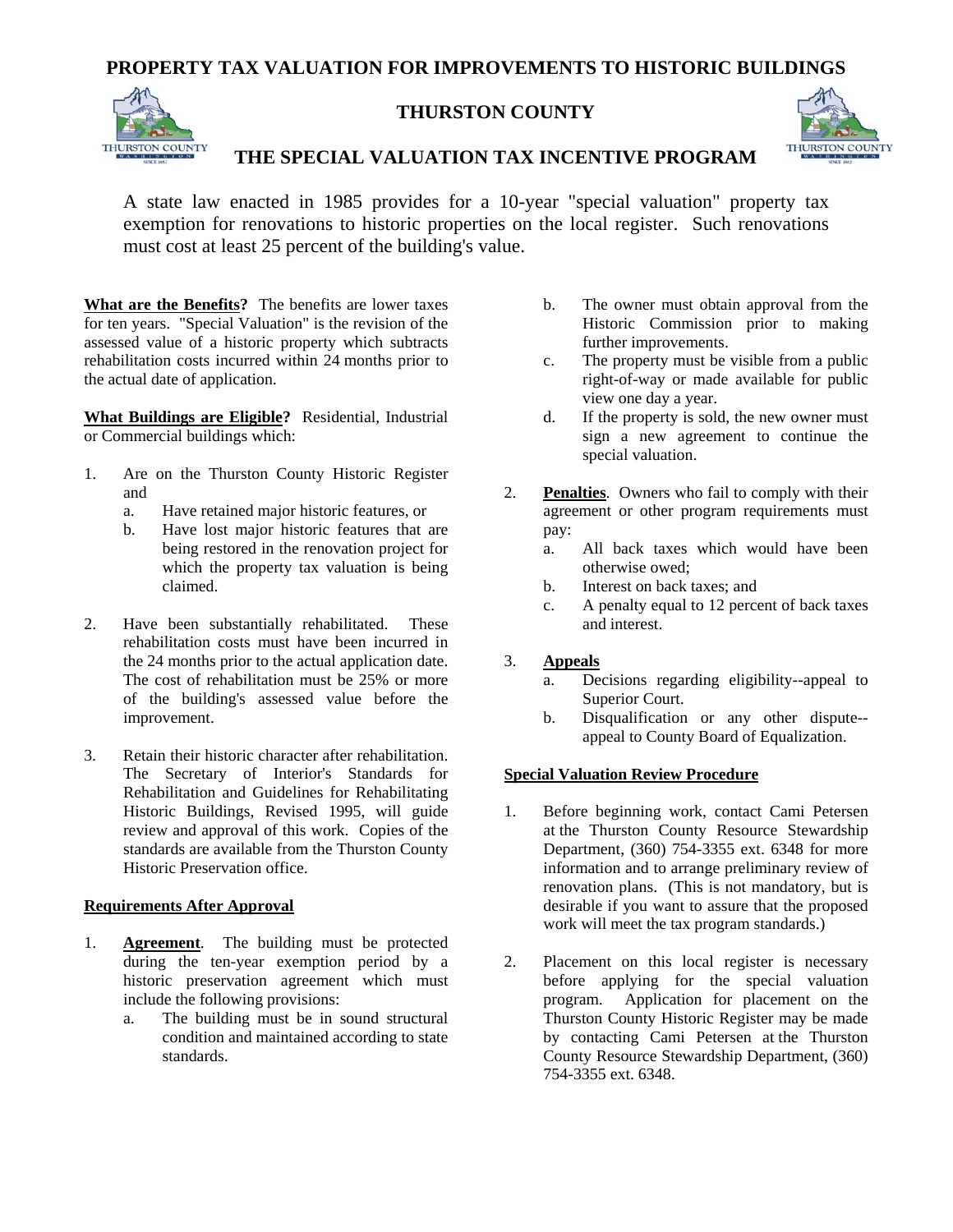# PROPERTY TAX VALUATION FOR IMPROVEMENTS TO HISTORIC BUILDINGS

## THURSTON COUNTY

## THE SPECIAL VALUATION TAX INCENTIVE PROGRAM

A state law enacted in 1985 provides for a 10-year "special valuation" property tax exemption for renovations to historic properties on the local register. Such renovations must cost at least 25 percent of the building's value.

**What are the Benefits?** The benefits are lower taxes for ten years. "Special Valuation" is the revision of the assessed value of a historic property which subtracts rehabilitation costs incurred within 24 months prior to the actual date of application.

**What Buildings are Eligible?** Residential, Industrial or Commercial buildings which:

1. Are on the Thurston County Historic Register and
   a. Have retained major historic features, or
   b. Have lost major historic features that are being restored in the renovation project for which the property tax valuation is being claimed.

2. Have been substantially rehabilitated. These rehabilitation costs must have been incurred in the 24 months prior to the actual application date. The cost of rehabilitation must be 25% or more of the building's assessed value before the improvement.

3. Retain their historic character after rehabilitation. The Secretary of Interior's Standards for Rehabilitation and Guidelines for Rehabilitating Historic Buildings, Revised 1995, will guide review and approval of this work. Copies of the standards are available from the Thurston County Historic Preservation office.

**Requirements After Approval**

1. **Agreement**. The building must be protected during the ten-year exemption period by a historic preservation agreement which must include the following provisions:
   a. The building must be in sound structural condition and maintained according to state standards.
   b. The owner must obtain approval from the Historic Commission prior to making further improvements.
   c. The property must be visible from a public right-of-way or made available for public view one day a year.
   d. If the property is sold, the new owner must sign a new agreement to continue the special valuation.

2. **Penalties**. Owners who fail to comply with their agreement or other program requirements must pay:
   a. All back taxes which would have been otherwise owed;
   b. Interest on back taxes; and
   c. A penalty equal to 12 percent of back taxes and interest.

3. **Appeals**
   a. Decisions regarding eligibility--appeal to Superior Court.
   b. Disqualification or any other dispute--appeal to County Board of Equalization.

**Special Valuation Review Procedure**

1. Before beginning work, contact Cami Petersen at the Thurston County Resource Stewardship Department, (360) 754-3355 ext. 6348 for more information and to arrange preliminary review of renovation plans. (This is not mandatory, but is desirable if you want to assure that the proposed work will meet the tax program standards.)

2. Placement on this local register is necessary before applying for the special valuation program. Application for placement on the Thurston County Historic Register may be made by contacting Cami Petersen at the Thurston County Resource Stewardship Department, (360) 754-3355 ext. 6348.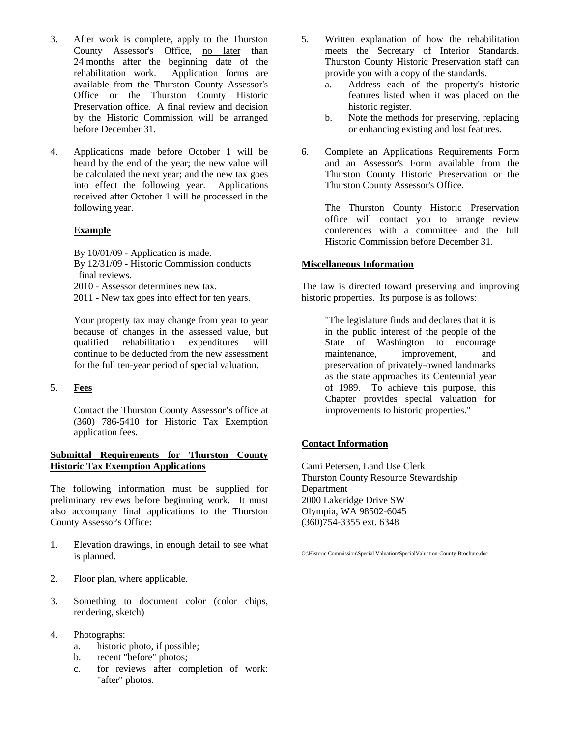3. After work is complete, apply to the Thurston County Assessor's Office, no later than 24 months after the beginning date of the rehabilitation work. Application forms are available from the Thurston County Assessor's Office or the Thurston County Historic Preservation office. A final review and decision by the Historic Commission will be arranged before December 31.

4. Applications made before October 1 will be heard by the end of the year; the new value will be calculated the next year; and the new tax goes into effect the following year. Applications received after October 1 will be processed in the following year.

   **Example**

   By 10/01/09 - Application is made.
   By 12/31/09 - Historic Commission conducts final reviews.
   2010 - Assessor determines new tax.
   2011 - New tax goes into effect for ten years.

   Your property tax may change from year to year because of changes in the assessed value, but qualified rehabilitation expenditures will continue to be deducted from the new assessment for the full ten-year period of special valuation.

5. **Fees**

   Contact the Thurston County Assessor's office at (360) 786-5410 for Historic Tax Exemption application fees.

**Submittal Requirements for Thurston County Historic Tax Exemption Applications**

The following information must be supplied for preliminary reviews before beginning work. It must also accompany final applications to the Thurston County Assessor's Office:

1. Elevation drawings, in enough detail to see what is planned.

2. Floor plan, where applicable.

3. Something to document color (color chips, rendering, sketch)

4. Photographs:
   a. historic photo, if possible;
   b. recent "before" photos;
   c. for reviews after completion of work: "after" photos.

5. Written explanation of how the rehabilitation meets the Secretary of Interior Standards. Thurston County Historic Preservation staff can provide you with a copy of the standards.
   a. Address each of the property's historic features listed when it was placed on the historic register.
   b. Note the methods for preserving, replacing or enhancing existing and lost features.

6. Complete an Applications Requirements Form and an Assessor's Form available from the Thurston County Historic Preservation or the Thurston County Assessor's Office.

   The Thurston County Historic Preservation office will contact you to arrange review conferences with a committee and the full Historic Commission before December 31.

**Miscellaneous Information**

The law is directed toward preserving and improving historic properties. Its purpose is as follows:

> "The legislature finds and declares that it is in the public interest of the people of the State of Washington to encourage maintenance, improvement, and preservation of privately-owned landmarks as the state approaches its Centennial year of 1989. To achieve this purpose, this Chapter provides special valuation for improvements to historic properties."

**Contact Information**

Cami Petersen, Land Use Clerk
Thurston County Resource Stewardship Department
2000 Lakeridge Drive SW
Olympia, WA 98502-6045
(360)754-3355 ext. 6348

O:\Historic Commission\Special Valuation\SpecialValuation-County-Brochure.doc